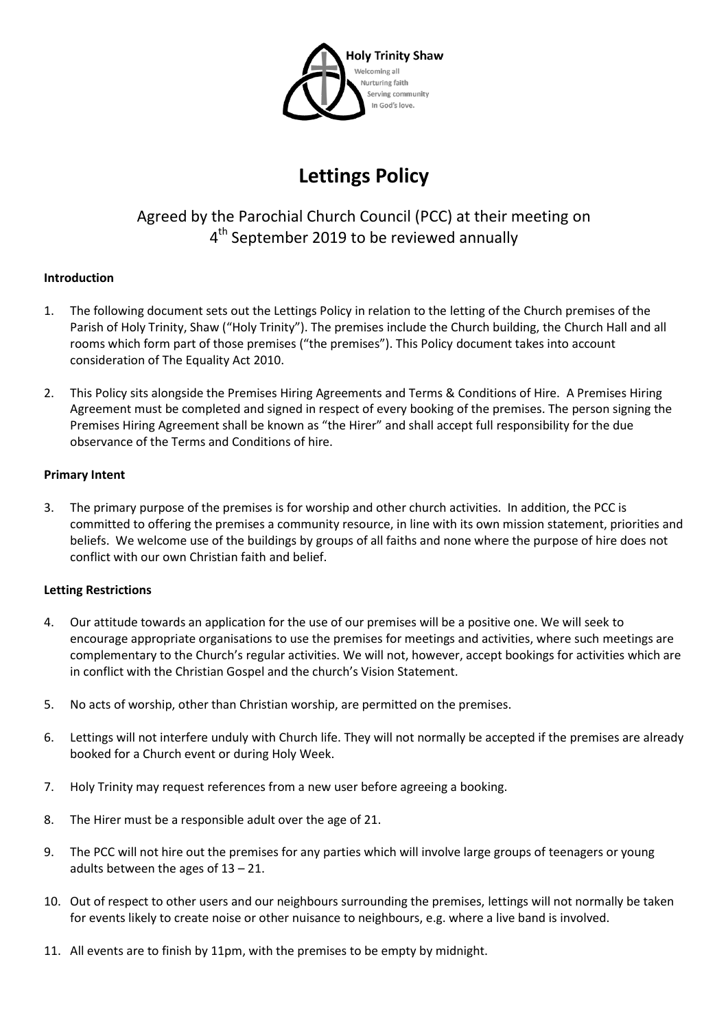Holy Trinity Shaw

Welcoming all
Nurturing faith
Serving community
In God's love.

# Lettings Policy

## Agreed by the Parochial Church Council (PCC) at their meeting on 4th September 2019 to be reviewed annually

**Introduction**

1. The following document sets out the Lettings Policy in relation to the letting of the Church premises of the Parish of Holy Trinity, Shaw ("Holy Trinity"). The premises include the Church building, the Church Hall and all rooms which form part of those premises ("the premises"). This Policy document takes into account consideration of The Equality Act 2010.

2. This Policy sits alongside the Premises Hiring Agreements and Terms & Conditions of Hire. A Premises Hiring Agreement must be completed and signed in respect of every booking of the premises. The person signing the Premises Hiring Agreement shall be known as "the Hirer" and shall accept full responsibility for the due observance of the Terms and Conditions of hire.

**Primary Intent**

3. The primary purpose of the premises is for worship and other church activities. In addition, the PCC is committed to offering the premises a community resource, in line with its own mission statement, priorities and beliefs. We welcome use of the buildings by groups of all faiths and none where the purpose of hire does not conflict with our own Christian faith and belief.

**Letting Restrictions**

4. Our attitude towards an application for the use of our premises will be a positive one. We will seek to encourage appropriate organisations to use the premises for meetings and activities, where such meetings are complementary to the Church's regular activities. We will not, however, accept bookings for activities which are in conflict with the Christian Gospel and the church's Vision Statement.

5. No acts of worship, other than Christian worship, are permitted on the premises.

6. Lettings will not interfere unduly with Church life. They will not normally be accepted if the premises are already booked for a Church event or during Holy Week.

7. Holy Trinity may request references from a new user before agreeing a booking.

8. The Hirer must be a responsible adult over the age of 21.

9. The PCC will not hire out the premises for any parties which will involve large groups of teenagers or young adults between the ages of 13 – 21.

10. Out of respect to other users and our neighbours surrounding the premises, lettings will not normally be taken for events likely to create noise or other nuisance to neighbours, e.g. where a live band is involved.

11. All events are to finish by 11pm, with the premises to be empty by midnight.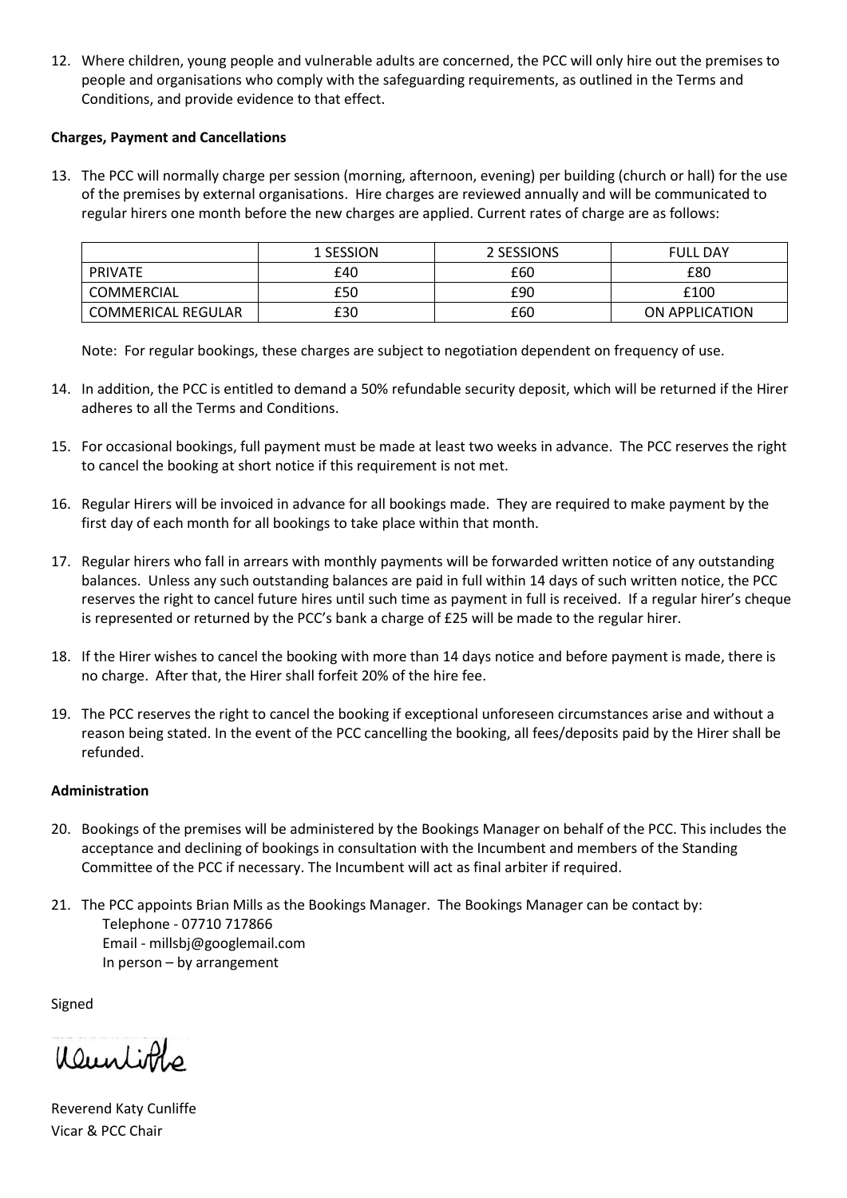12. Where children, young people and vulnerable adults are concerned, the PCC will only hire out the premises to people and organisations who comply with the safeguarding requirements, as outlined in the Terms and Conditions, and provide evidence to that effect.

**Charges, Payment and Cancellations**

13. The PCC will normally charge per session (morning, afternoon, evening) per building (church or hall) for the use of the premises by external organisations. Hire charges are reviewed annually and will be communicated to regular hirers one month before the new charges are applied. Current rates of charge are as follows:

| | 1 SESSION | 2 SESSIONS | FULL DAY |
|---|---|---|---|
| PRIVATE | £40 | £60 | £80 |
| COMMERCIAL | £50 | £90 | £100 |
| COMMERICAL REGULAR | £30 | £60 | ON APPLICATION |

Note: For regular bookings, these charges are subject to negotiation dependent on frequency of use.

14. In addition, the PCC is entitled to demand a 50% refundable security deposit, which will be returned if the Hirer adheres to all the Terms and Conditions.

15. For occasional bookings, full payment must be made at least two weeks in advance. The PCC reserves the right to cancel the booking at short notice if this requirement is not met.

16. Regular Hirers will be invoiced in advance for all bookings made. They are required to make payment by the first day of each month for all bookings to take place within that month.

17. Regular hirers who fall in arrears with monthly payments will be forwarded written notice of any outstanding balances. Unless any such outstanding balances are paid in full within 14 days of such written notice, the PCC reserves the right to cancel future hires until such time as payment in full is received. If a regular hirer's cheque is represented or returned by the PCC's bank a charge of £25 will be made to the regular hirer.

18. If the Hirer wishes to cancel the booking with more than 14 days notice and before payment is made, there is no charge. After that, the Hirer shall forfeit 20% of the hire fee.

19. The PCC reserves the right to cancel the booking if exceptional unforeseen circumstances arise and without a reason being stated. In the event of the PCC cancelling the booking, all fees/deposits paid by the Hirer shall be refunded.

**Administration**

20. Bookings of the premises will be administered by the Bookings Manager on behalf of the PCC. This includes the acceptance and declining of bookings in consultation with the Incumbent and members of the Standing Committee of the PCC if necessary. The Incumbent will act as final arbiter if required.

21. The PCC appoints Brian Mills as the Bookings Manager. The Bookings Manager can be contact by:
    Telephone - 07710 717866
    Email - millsbj@googlemail.com
    In person – by arrangement

Signed

Reverend Katy Cunliffe
Vicar & PCC Chair